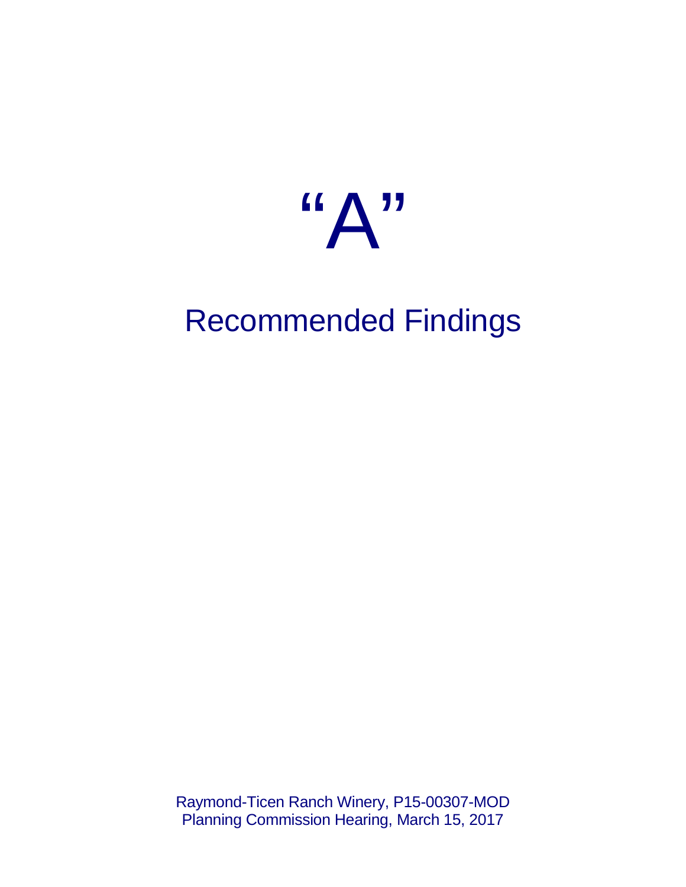# "A"

## Recommended Findings

Raymond-Ticen Ranch Winery, P15-00307-MOD
Planning Commission Hearing, March 15, 2017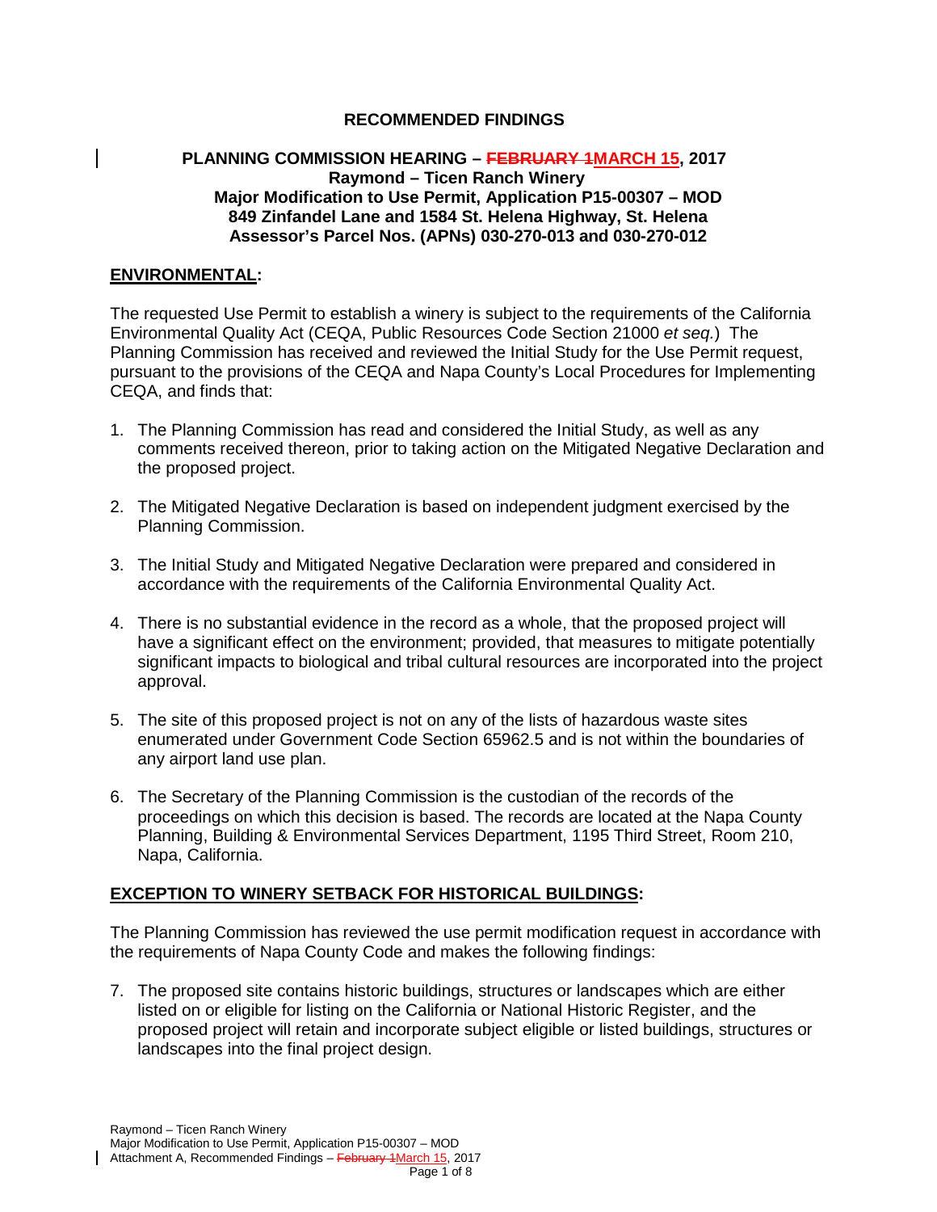**RECOMMENDED FINDINGS**

**PLANNING COMMISSION HEARING – ~~FEBRUARY 1~~MARCH 15, 2017**
**Raymond – Ticen Ranch Winery**
**Major Modification to Use Permit, Application P15-00307 – MOD**
**849 Zinfandel Lane and 1584 St. Helena Highway, St. Helena**
**Assessor's Parcel Nos. (APNs) 030-270-013 and 030-270-012**

## ENVIRONMENTAL:

The requested Use Permit to establish a winery is subject to the requirements of the California Environmental Quality Act (CEQA, Public Resources Code Section 21000 *et seq.*) The Planning Commission has received and reviewed the Initial Study for the Use Permit request, pursuant to the provisions of the CEQA and Napa County's Local Procedures for Implementing CEQA, and finds that:

1. The Planning Commission has read and considered the Initial Study, as well as any comments received thereon, prior to taking action on the Mitigated Negative Declaration and the proposed project.

2. The Mitigated Negative Declaration is based on independent judgment exercised by the Planning Commission.

3. The Initial Study and Mitigated Negative Declaration were prepared and considered in accordance with the requirements of the California Environmental Quality Act.

4. There is no substantial evidence in the record as a whole, that the proposed project will have a significant effect on the environment; provided, that measures to mitigate potentially significant impacts to biological and tribal cultural resources are incorporated into the project approval.

5. The site of this proposed project is not on any of the lists of hazardous waste sites enumerated under Government Code Section 65962.5 and is not within the boundaries of any airport land use plan.

6. The Secretary of the Planning Commission is the custodian of the records of the proceedings on which this decision is based. The records are located at the Napa County Planning, Building & Environmental Services Department, 1195 Third Street, Room 210, Napa, California.

## EXCEPTION TO WINERY SETBACK FOR HISTORICAL BUILDINGS:

The Planning Commission has reviewed the use permit modification request in accordance with the requirements of Napa County Code and makes the following findings:

7. The proposed site contains historic buildings, structures or landscapes which are either listed on or eligible for listing on the California or National Historic Register, and the proposed project will retain and incorporate subject eligible or listed buildings, structures or landscapes into the final project design.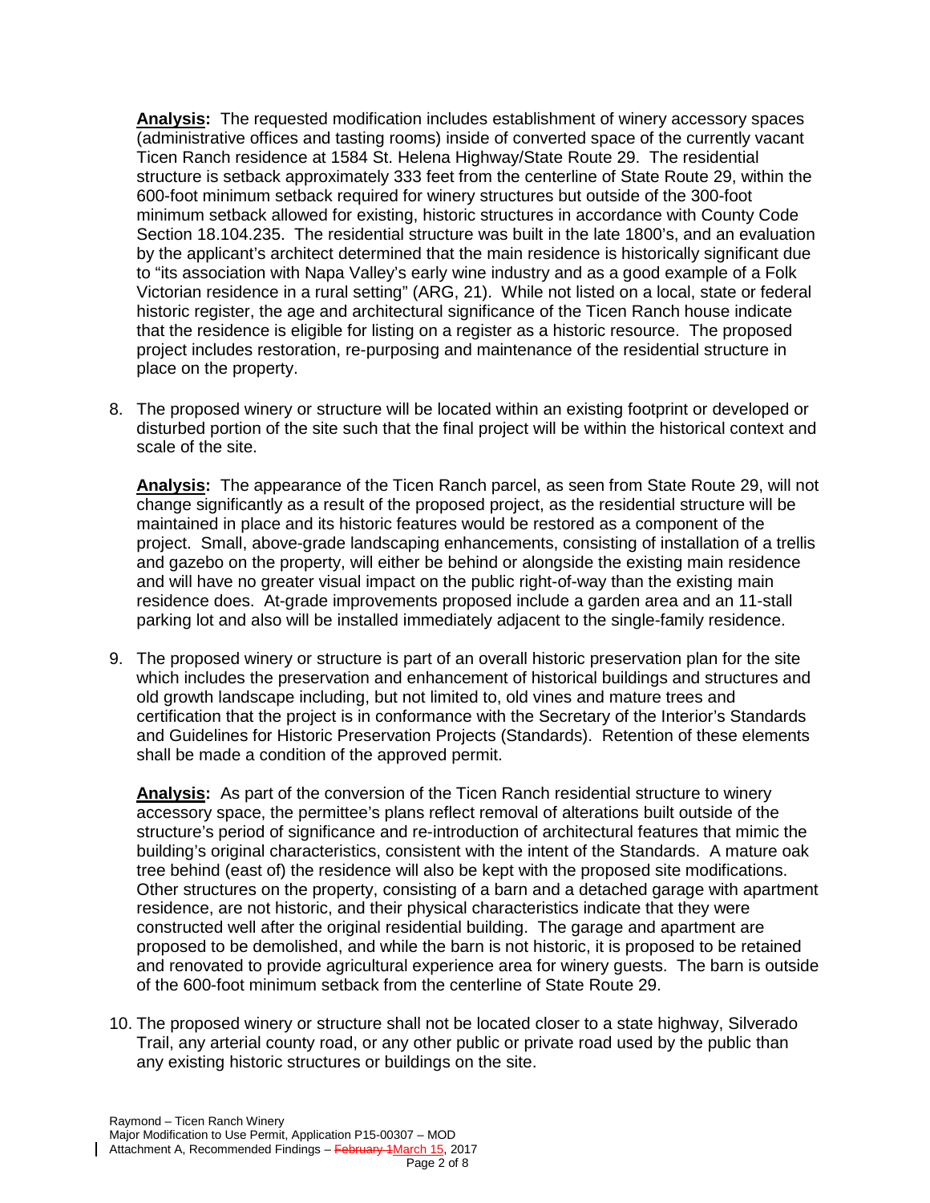**Analysis:** The requested modification includes establishment of winery accessory spaces (administrative offices and tasting rooms) inside of converted space of the currently vacant Ticen Ranch residence at 1584 St. Helena Highway/State Route 29. The residential structure is setback approximately 333 feet from the centerline of State Route 29, within the 600-foot minimum setback required for winery structures but outside of the 300-foot minimum setback allowed for existing, historic structures in accordance with County Code Section 18.104.235. The residential structure was built in the late 1800's, and an evaluation by the applicant's architect determined that the main residence is historically significant due to "its association with Napa Valley's early wine industry and as a good example of a Folk Victorian residence in a rural setting" (ARG, 21). While not listed on a local, state or federal historic register, the age and architectural significance of the Ticen Ranch house indicate that the residence is eligible for listing on a register as a historic resource. The proposed project includes restoration, re-purposing and maintenance of the residential structure in place on the property.

8. The proposed winery or structure will be located within an existing footprint or developed or disturbed portion of the site such that the final project will be within the historical context and scale of the site.

   **Analysis:** The appearance of the Ticen Ranch parcel, as seen from State Route 29, will not change significantly as a result of the proposed project, as the residential structure will be maintained in place and its historic features would be restored as a component of the project. Small, above-grade landscaping enhancements, consisting of installation of a trellis and gazebo on the property, will either be behind or alongside the existing main residence and will have no greater visual impact on the public right-of-way than the existing main residence does. At-grade improvements proposed include a garden area and an 11-stall parking lot and also will be installed immediately adjacent to the single-family residence.

9. The proposed winery or structure is part of an overall historic preservation plan for the site which includes the preservation and enhancement of historical buildings and structures and old growth landscape including, but not limited to, old vines and mature trees and certification that the project is in conformance with the Secretary of the Interior's Standards and Guidelines for Historic Preservation Projects (Standards). Retention of these elements shall be made a condition of the approved permit.

   **Analysis:** As part of the conversion of the Ticen Ranch residential structure to winery accessory space, the permittee's plans reflect removal of alterations built outside of the structure's period of significance and re-introduction of architectural features that mimic the building's original characteristics, consistent with the intent of the Standards. A mature oak tree behind (east of) the residence will also be kept with the proposed site modifications. Other structures on the property, consisting of a barn and a detached garage with apartment residence, are not historic, and their physical characteristics indicate that they were constructed well after the original residential building. The garage and apartment are proposed to be demolished, and while the barn is not historic, it is proposed to be retained and renovated to provide agricultural experience area for winery guests. The barn is outside of the 600-foot minimum setback from the centerline of State Route 29.

10. The proposed winery or structure shall not be located closer to a state highway, Silverado Trail, any arterial county road, or any other public or private road used by the public than any existing historic structures or buildings on the site.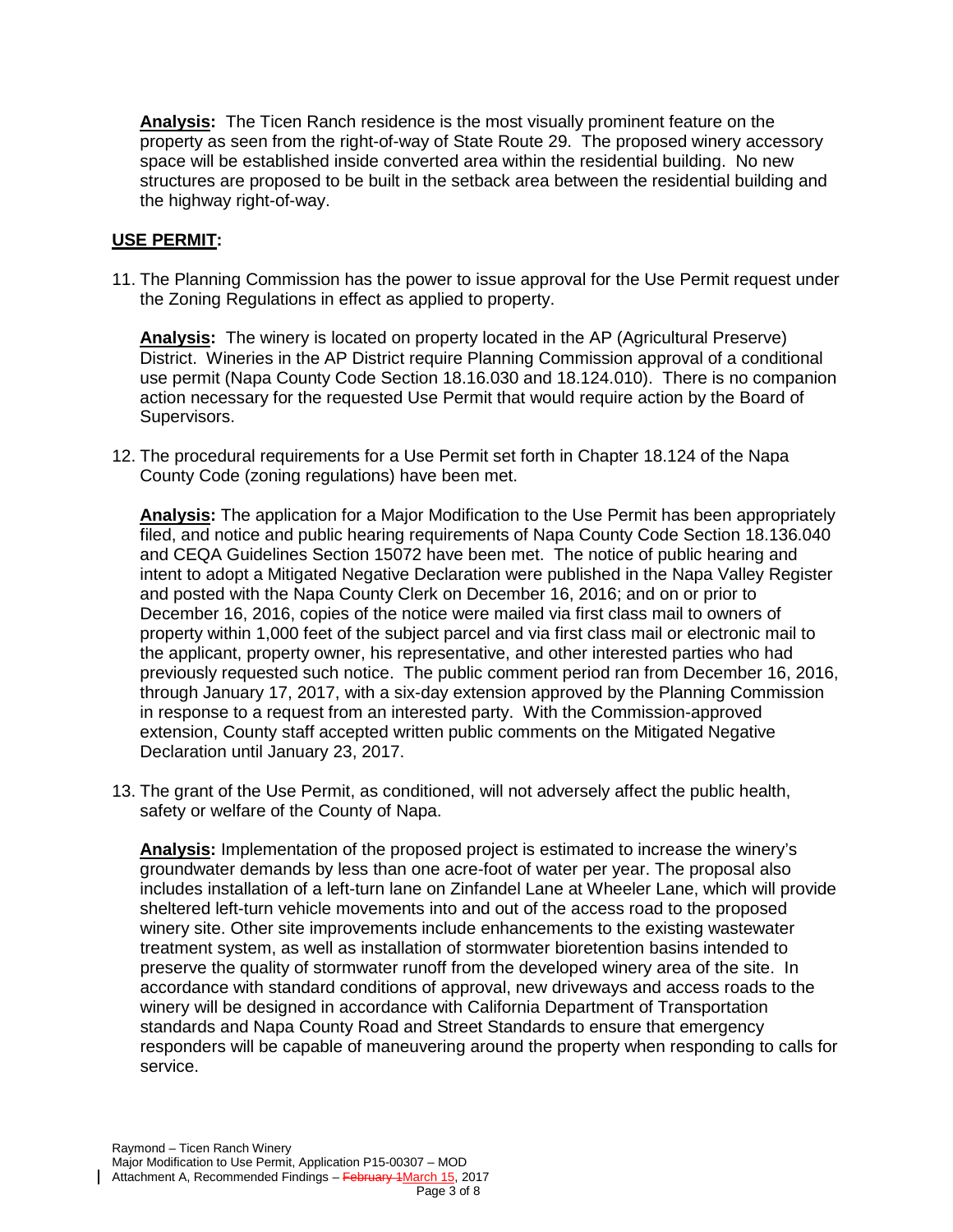**Analysis:** The Ticen Ranch residence is the most visually prominent feature on the property as seen from the right-of-way of State Route 29. The proposed winery accessory space will be established inside converted area within the residential building. No new structures are proposed to be built in the setback area between the residential building and the highway right-of-way.

## USE PERMIT:

11. The Planning Commission has the power to issue approval for the Use Permit request under the Zoning Regulations in effect as applied to property.

    **Analysis:** The winery is located on property located in the AP (Agricultural Preserve) District. Wineries in the AP District require Planning Commission approval of a conditional use permit (Napa County Code Section 18.16.030 and 18.124.010). There is no companion action necessary for the requested Use Permit that would require action by the Board of Supervisors.

12. The procedural requirements for a Use Permit set forth in Chapter 18.124 of the Napa County Code (zoning regulations) have been met.

    **Analysis:** The application for a Major Modification to the Use Permit has been appropriately filed, and notice and public hearing requirements of Napa County Code Section 18.136.040 and CEQA Guidelines Section 15072 have been met. The notice of public hearing and intent to adopt a Mitigated Negative Declaration were published in the Napa Valley Register and posted with the Napa County Clerk on December 16, 2016; and on or prior to December 16, 2016, copies of the notice were mailed via first class mail to owners of property within 1,000 feet of the subject parcel and via first class mail or electronic mail to the applicant, property owner, his representative, and other interested parties who had previously requested such notice. The public comment period ran from December 16, 2016, through January 17, 2017, with a six-day extension approved by the Planning Commission in response to a request from an interested party. With the Commission-approved extension, County staff accepted written public comments on the Mitigated Negative Declaration until January 23, 2017.

13. The grant of the Use Permit, as conditioned, will not adversely affect the public health, safety or welfare of the County of Napa.

    **Analysis:** Implementation of the proposed project is estimated to increase the winery's groundwater demands by less than one acre-foot of water per year. The proposal also includes installation of a left-turn lane on Zinfandel Lane at Wheeler Lane, which will provide sheltered left-turn vehicle movements into and out of the access road to the proposed winery site. Other site improvements include enhancements to the existing wastewater treatment system, as well as installation of stormwater bioretention basins intended to preserve the quality of stormwater runoff from the developed winery area of the site. In accordance with standard conditions of approval, new driveways and access roads to the winery will be designed in accordance with California Department of Transportation standards and Napa County Road and Street Standards to ensure that emergency responders will be capable of maneuvering around the property when responding to calls for service.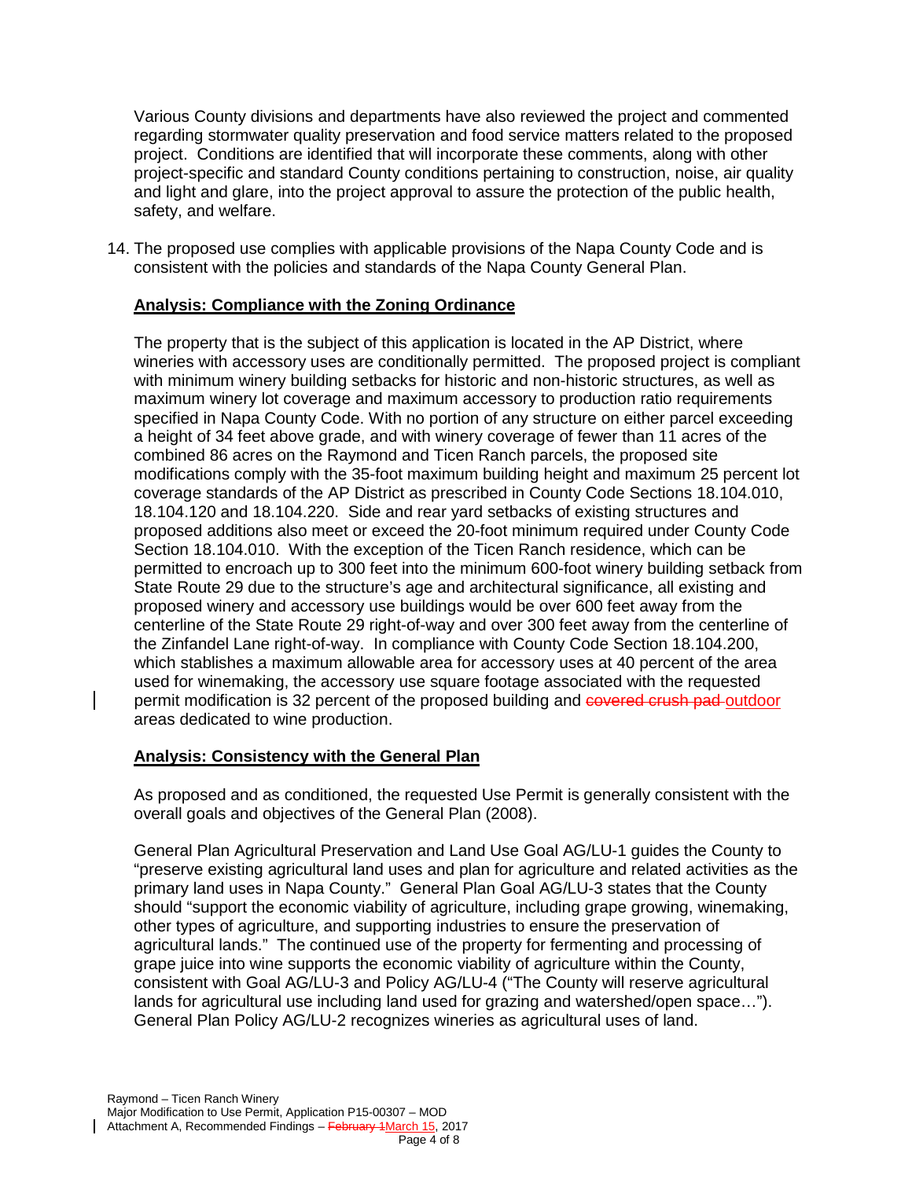Various County divisions and departments have also reviewed the project and commented regarding stormwater quality preservation and food service matters related to the proposed project. Conditions are identified that will incorporate these comments, along with other project-specific and standard County conditions pertaining to construction, noise, air quality and light and glare, into the project approval to assure the protection of the public health, safety, and welfare.

14. The proposed use complies with applicable provisions of the Napa County Code and is consistent with the policies and standards of the Napa County General Plan.

**Analysis: Compliance with the Zoning Ordinance**

The property that is the subject of this application is located in the AP District, where wineries with accessory uses are conditionally permitted. The proposed project is compliant with minimum winery building setbacks for historic and non-historic structures, as well as maximum winery lot coverage and maximum accessory to production ratio requirements specified in Napa County Code. With no portion of any structure on either parcel exceeding a height of 34 feet above grade, and with winery coverage of fewer than 11 acres of the combined 86 acres on the Raymond and Ticen Ranch parcels, the proposed site modifications comply with the 35-foot maximum building height and maximum 25 percent lot coverage standards of the AP District as prescribed in County Code Sections 18.104.010, 18.104.120 and 18.104.220. Side and rear yard setbacks of existing structures and proposed additions also meet or exceed the 20-foot minimum required under County Code Section 18.104.010. With the exception of the Ticen Ranch residence, which can be permitted to encroach up to 300 feet into the minimum 600-foot winery building setback from State Route 29 due to the structure's age and architectural significance, all existing and proposed winery and accessory use buildings would be over 600 feet away from the centerline of the State Route 29 right-of-way and over 300 feet away from the centerline of the Zinfandel Lane right-of-way. In compliance with County Code Section 18.104.200, which stablishes a maximum allowable area for accessory uses at 40 percent of the area used for winemaking, the accessory use square footage associated with the requested permit modification is 32 percent of the proposed building and ~~covered crush pad~~ outdoor areas dedicated to wine production.

**Analysis: Consistency with the General Plan**

As proposed and as conditioned, the requested Use Permit is generally consistent with the overall goals and objectives of the General Plan (2008).

General Plan Agricultural Preservation and Land Use Goal AG/LU-1 guides the County to "preserve existing agricultural land uses and plan for agriculture and related activities as the primary land uses in Napa County." General Plan Goal AG/LU-3 states that the County should "support the economic viability of agriculture, including grape growing, winemaking, other types of agriculture, and supporting industries to ensure the preservation of agricultural lands." The continued use of the property for fermenting and processing of grape juice into wine supports the economic viability of agriculture within the County, consistent with Goal AG/LU-3 and Policy AG/LU-4 ("The County will reserve agricultural lands for agricultural use including land used for grazing and watershed/open space…"). General Plan Policy AG/LU-2 recognizes wineries as agricultural uses of land.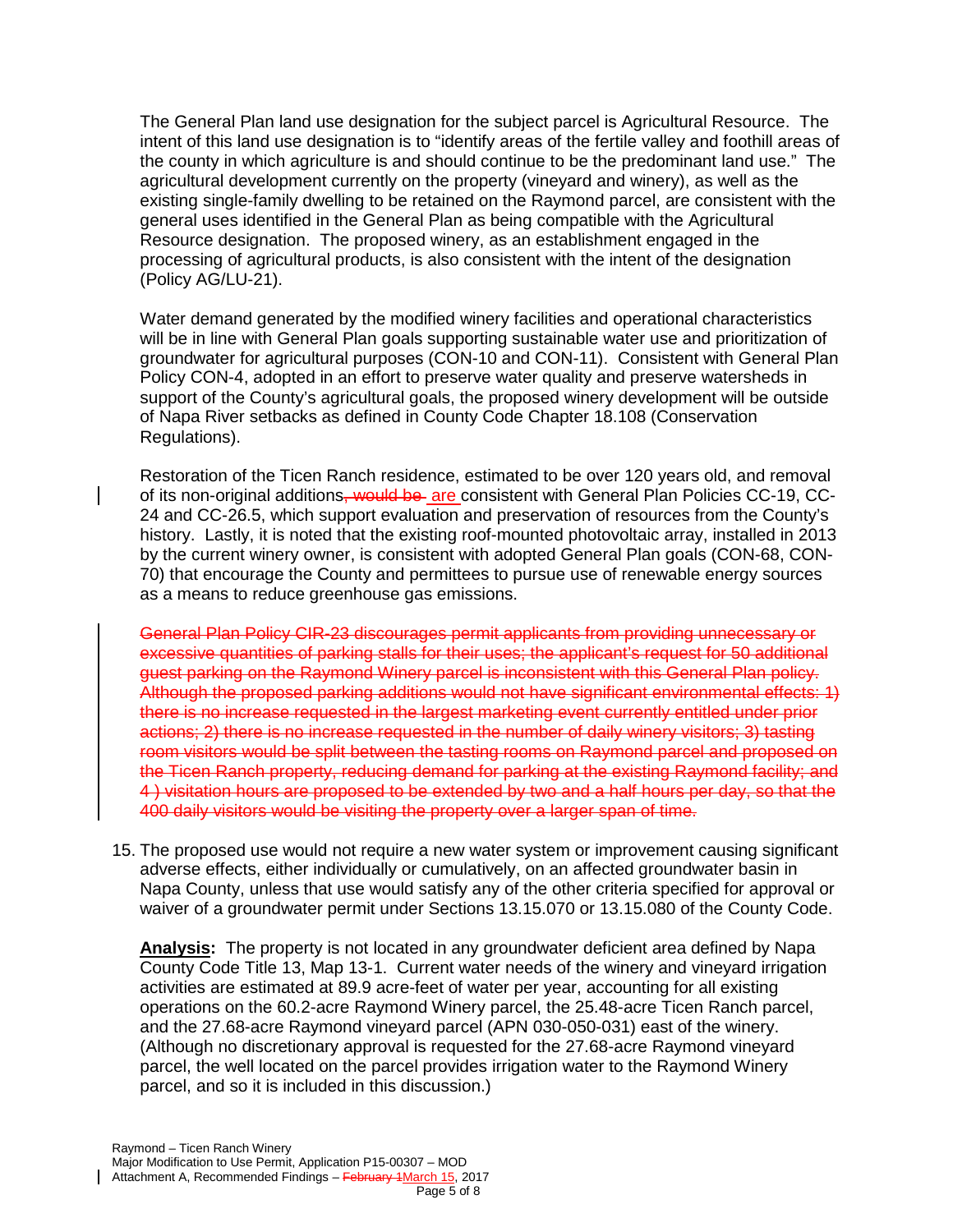The General Plan land use designation for the subject parcel is Agricultural Resource. The intent of this land use designation is to "identify areas of the fertile valley and foothill areas of the county in which agriculture is and should continue to be the predominant land use." The agricultural development currently on the property (vineyard and winery), as well as the existing single-family dwelling to be retained on the Raymond parcel, are consistent with the general uses identified in the General Plan as being compatible with the Agricultural Resource designation. The proposed winery, as an establishment engaged in the processing of agricultural products, is also consistent with the intent of the designation (Policy AG/LU-21).

Water demand generated by the modified winery facilities and operational characteristics will be in line with General Plan goals supporting sustainable water use and prioritization of groundwater for agricultural purposes (CON-10 and CON-11). Consistent with General Plan Policy CON-4, adopted in an effort to preserve water quality and preserve watersheds in support of the County's agricultural goals, the proposed winery development will be outside of Napa River setbacks as defined in County Code Chapter 18.108 (Conservation Regulations).

Restoration of the Ticen Ranch residence, estimated to be over 120 years old, and removal of its non-original additions~~, would be~~ are consistent with General Plan Policies CC-19, CC-24 and CC-26.5, which support evaluation and preservation of resources from the County's history. Lastly, it is noted that the existing roof-mounted photovoltaic array, installed in 2013 by the current winery owner, is consistent with adopted General Plan goals (CON-68, CON-70) that encourage the County and permittees to pursue use of renewable energy sources as a means to reduce greenhouse gas emissions.

~~General Plan Policy CIR-23 discourages permit applicants from providing unnecessary or excessive quantities of parking stalls for their uses; the applicant's request for 50 additional guest parking on the Raymond Winery parcel is inconsistent with this General Plan policy. Although the proposed parking additions would not have significant environmental effects: 1) there is no increase requested in the largest marketing event currently entitled under prior actions; 2) there is no increase requested in the number of daily winery visitors; 3) tasting room visitors would be split between the tasting rooms on Raymond parcel and proposed on the Ticen Ranch property, reducing demand for parking at the existing Raymond facility; and 4 ) visitation hours are proposed to be extended by two and a half hours per day, so that the 400 daily visitors would be visiting the property over a larger span of time.~~

15. The proposed use would not require a new water system or improvement causing significant adverse effects, either individually or cumulatively, on an affected groundwater basin in Napa County, unless that use would satisfy any of the other criteria specified for approval or waiver of a groundwater permit under Sections 13.15.070 or 13.15.080 of the County Code.

    **Analysis:** The property is not located in any groundwater deficient area defined by Napa County Code Title 13, Map 13-1. Current water needs of the winery and vineyard irrigation activities are estimated at 89.9 acre-feet of water per year, accounting for all existing operations on the 60.2-acre Raymond Winery parcel, the 25.48-acre Ticen Ranch parcel, and the 27.68-acre Raymond vineyard parcel (APN 030-050-031) east of the winery. (Although no discretionary approval is requested for the 27.68-acre Raymond vineyard parcel, the well located on the parcel provides irrigation water to the Raymond Winery parcel, and so it is included in this discussion.)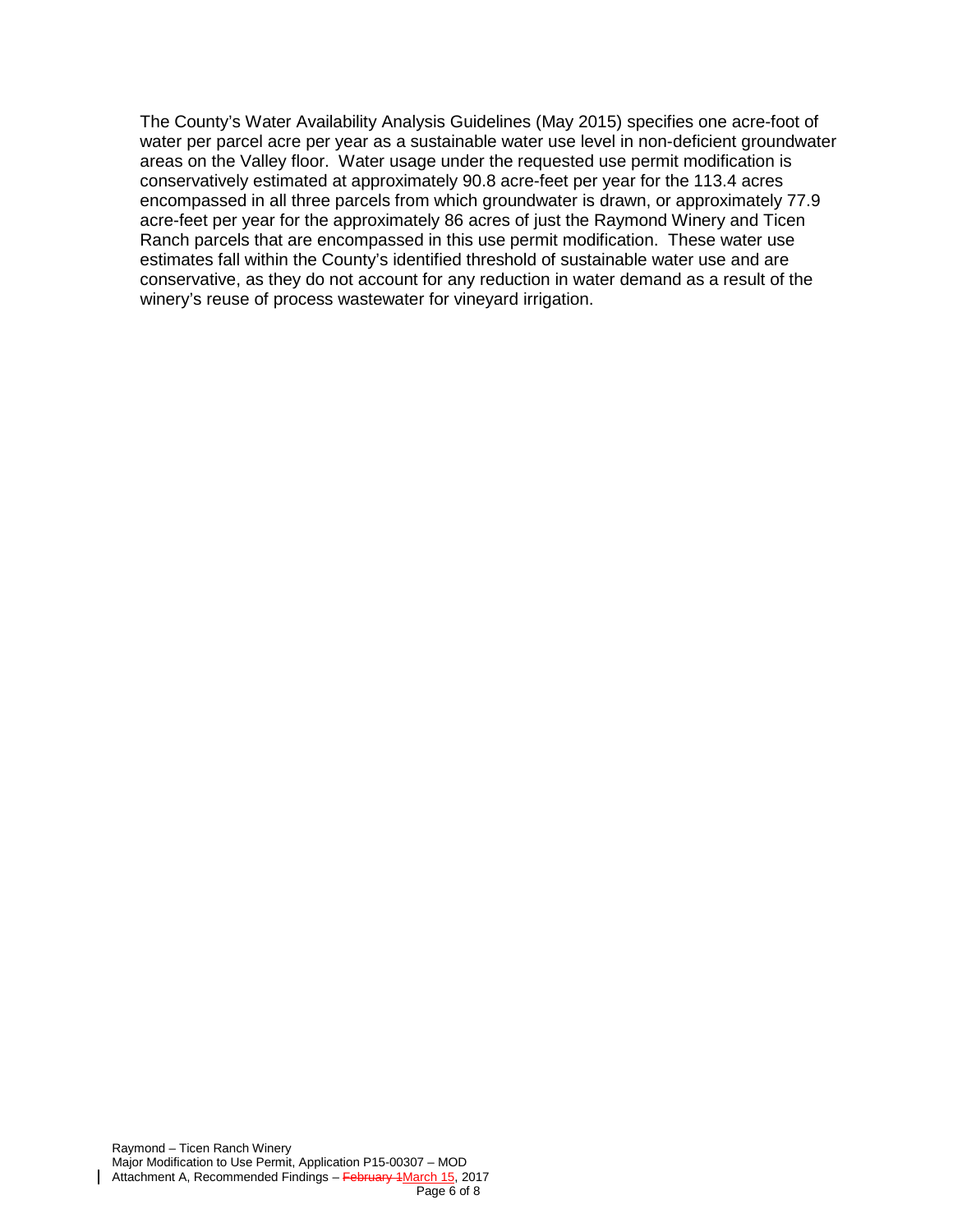The County's Water Availability Analysis Guidelines (May 2015) specifies one acre-foot of water per parcel acre per year as a sustainable water use level in non-deficient groundwater areas on the Valley floor. Water usage under the requested use permit modification is conservatively estimated at approximately 90.8 acre-feet per year for the 113.4 acres encompassed in all three parcels from which groundwater is drawn, or approximately 77.9 acre-feet per year for the approximately 86 acres of just the Raymond Winery and Ticen Ranch parcels that are encompassed in this use permit modification. These water use estimates fall within the County's identified threshold of sustainable water use and are conservative, as they do not account for any reduction in water demand as a result of the winery's reuse of process wastewater for vineyard irrigation.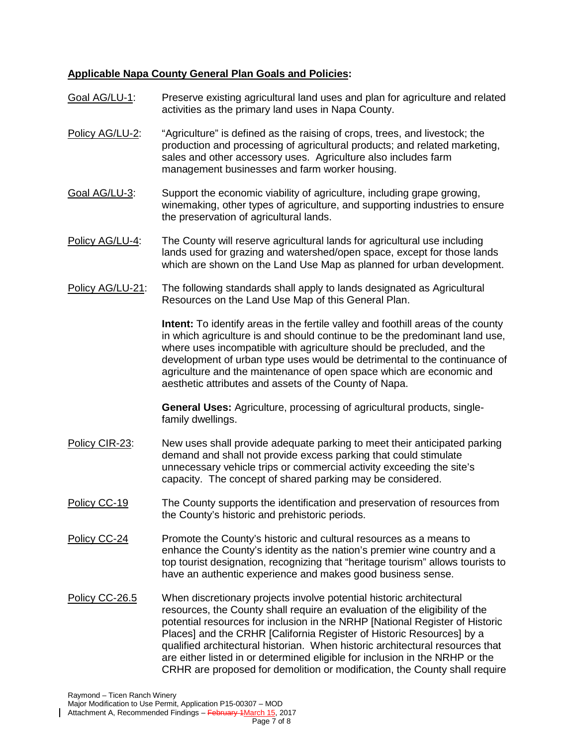## **Applicable Napa County General Plan Goals and Policies:**

Goal AG/LU-1: Preserve existing agricultural land uses and plan for agriculture and related activities as the primary land uses in Napa County.

Policy AG/LU-2: "Agriculture" is defined as the raising of crops, trees, and livestock; the production and processing of agricultural products; and related marketing, sales and other accessory uses. Agriculture also includes farm management businesses and farm worker housing.

Goal AG/LU-3: Support the economic viability of agriculture, including grape growing, winemaking, other types of agriculture, and supporting industries to ensure the preservation of agricultural lands.

Policy AG/LU-4: The County will reserve agricultural lands for agricultural use including lands used for grazing and watershed/open space, except for those lands which are shown on the Land Use Map as planned for urban development.

Policy AG/LU-21: The following standards shall apply to lands designated as Agricultural Resources on the Land Use Map of this General Plan.

**Intent:** To identify areas in the fertile valley and foothill areas of the county in which agriculture is and should continue to be the predominant land use, where uses incompatible with agriculture should be precluded, and the development of urban type uses would be detrimental to the continuance of agriculture and the maintenance of open space which are economic and aesthetic attributes and assets of the County of Napa.

**General Uses:** Agriculture, processing of agricultural products, single-family dwellings.

Policy CIR-23: New uses shall provide adequate parking to meet their anticipated parking demand and shall not provide excess parking that could stimulate unnecessary vehicle trips or commercial activity exceeding the site's capacity. The concept of shared parking may be considered.

Policy CC-19 The County supports the identification and preservation of resources from the County's historic and prehistoric periods.

Policy CC-24 Promote the County's historic and cultural resources as a means to enhance the County's identity as the nation's premier wine country and a top tourist designation, recognizing that "heritage tourism" allows tourists to have an authentic experience and makes good business sense.

Policy CC-26.5 When discretionary projects involve potential historic architectural resources, the County shall require an evaluation of the eligibility of the potential resources for inclusion in the NRHP [National Register of Historic Places] and the CRHR [California Register of Historic Resources] by a qualified architectural historian. When historic architectural resources that are either listed in or determined eligible for inclusion in the NRHP or the CRHR are proposed for demolition or modification, the County shall require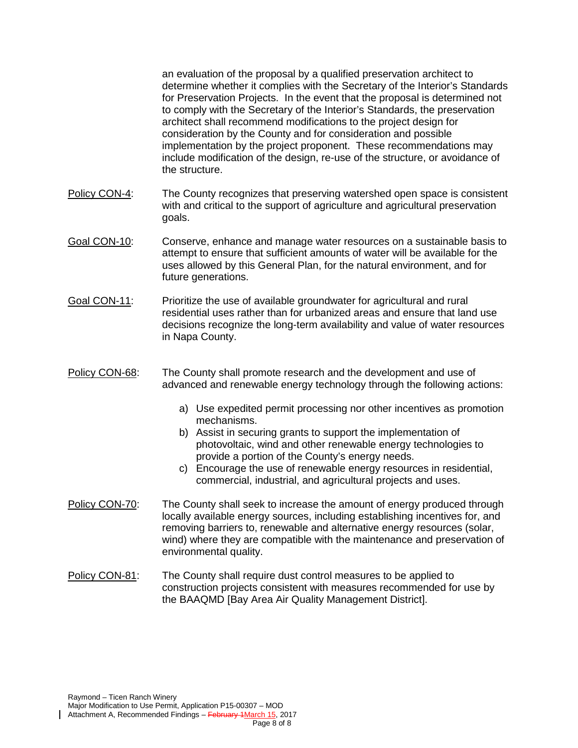an evaluation of the proposal by a qualified preservation architect to determine whether it complies with the Secretary of the Interior's Standards for Preservation Projects. In the event that the proposal is determined not to comply with the Secretary of the Interior's Standards, the preservation architect shall recommend modifications to the project design for consideration by the County and for consideration and possible implementation by the project proponent. These recommendations may include modification of the design, re-use of the structure, or avoidance of the structure.

Policy CON-4: The County recognizes that preserving watershed open space is consistent with and critical to the support of agriculture and agricultural preservation goals.

Goal CON-10: Conserve, enhance and manage water resources on a sustainable basis to attempt to ensure that sufficient amounts of water will be available for the uses allowed by this General Plan, for the natural environment, and for future generations.

Goal CON-11: Prioritize the use of available groundwater for agricultural and rural residential uses rather than for urbanized areas and ensure that land use decisions recognize the long-term availability and value of water resources in Napa County.

Policy CON-68: The County shall promote research and the development and use of advanced and renewable energy technology through the following actions:

a) Use expedited permit processing nor other incentives as promotion mechanisms.
b) Assist in securing grants to support the implementation of photovoltaic, wind and other renewable energy technologies to provide a portion of the County's energy needs.
c) Encourage the use of renewable energy resources in residential, commercial, industrial, and agricultural projects and uses.

Policy CON-70: The County shall seek to increase the amount of energy produced through locally available energy sources, including establishing incentives for, and removing barriers to, renewable and alternative energy resources (solar, wind) where they are compatible with the maintenance and preservation of environmental quality.

Policy CON-81: The County shall require dust control measures to be applied to construction projects consistent with measures recommended for use by the BAAQMD [Bay Area Air Quality Management District].

Raymond – Ticen Ranch Winery
Major Modification to Use Permit, Application P15-00307 – MOD
Attachment A, Recommended Findings – ~~February 1~~March 15, 2017